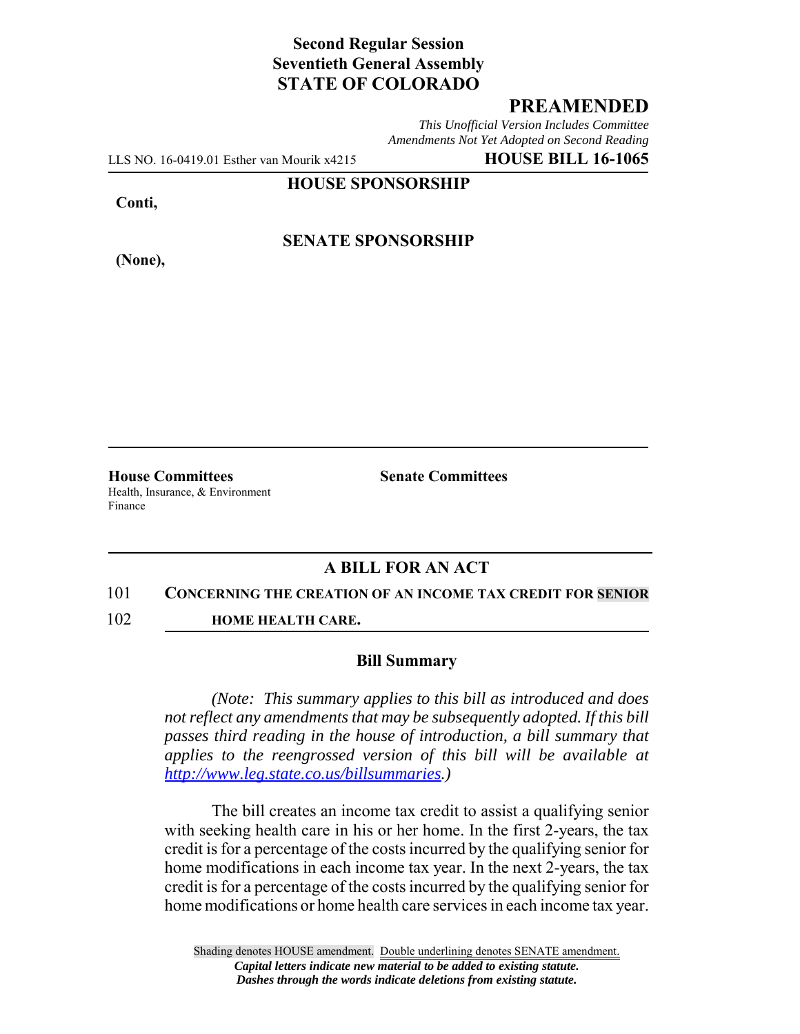**Second Regular Session**
**Seventieth General Assembly**
**STATE OF COLORADO**

## PREAMENDED

*This Unofficial Version Includes Committee Amendments Not Yet Adopted on Second Reading*

LLS NO. 16-0419.01 Esther van Mourik x4215 **HOUSE BILL 16-1065**

**HOUSE SPONSORSHIP**

**Conti,**

**SENATE SPONSORSHIP**

**(None),**

**House Committees**
Health, Insurance, & Environment
Finance

**Senate Committees**

### A BILL FOR AN ACT

101 **CONCERNING THE CREATION OF AN INCOME TAX CREDIT FOR SENIOR**
102 **HOME HEALTH CARE.**

### Bill Summary

*(Note: This summary applies to this bill as introduced and does not reflect any amendments that may be subsequently adopted. If this bill passes third reading in the house of introduction, a bill summary that applies to the reengrossed version of this bill will be available at http://www.leg.state.co.us/billsummaries.)*

The bill creates an income tax credit to assist a qualifying senior with seeking health care in his or her home. In the first 2-years, the tax credit is for a percentage of the costs incurred by the qualifying senior for home modifications in each income tax year. In the next 2-years, the tax credit is for a percentage of the costs incurred by the qualifying senior for home modifications or home health care services in each income tax year.

Shading denotes HOUSE amendment. Double underlining denotes SENATE amendment.
*Capital letters indicate new material to be added to existing statute.*
*Dashes through the words indicate deletions from existing statute.*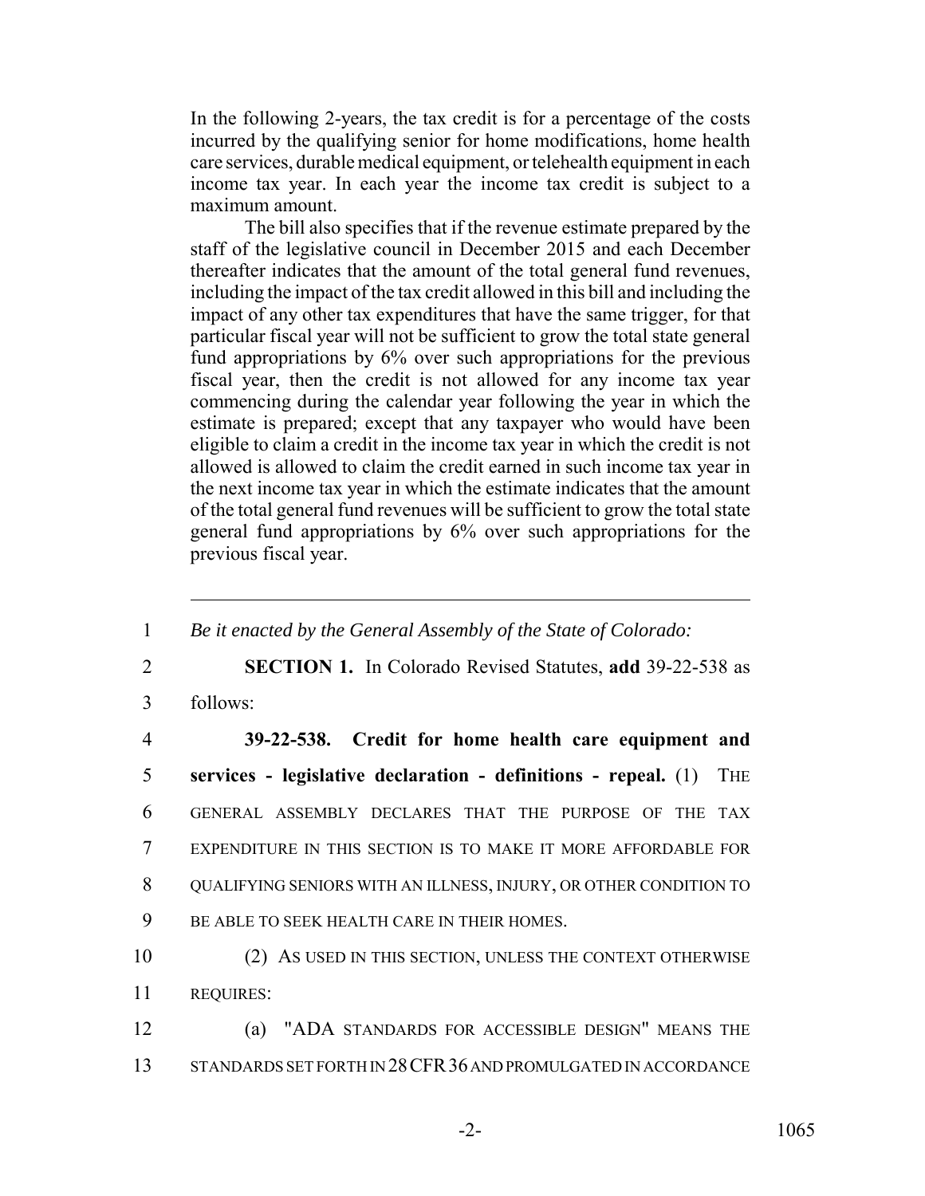In the following 2-years, the tax credit is for a percentage of the costs incurred by the qualifying senior for home modifications, home health care services, durable medical equipment, or telehealth equipment in each income tax year. In each year the income tax credit is subject to a maximum amount.

The bill also specifies that if the revenue estimate prepared by the staff of the legislative council in December 2015 and each December thereafter indicates that the amount of the total general fund revenues, including the impact of the tax credit allowed in this bill and including the impact of any other tax expenditures that have the same trigger, for that particular fiscal year will not be sufficient to grow the total state general fund appropriations by 6% over such appropriations for the previous fiscal year, then the credit is not allowed for any income tax year commencing during the calendar year following the year in which the estimate is prepared; except that any taxpayer who would have been eligible to claim a credit in the income tax year in which the credit is not allowed is allowed to claim the credit earned in such income tax year in the next income tax year in which the estimate indicates that the amount of the total general fund revenues will be sufficient to grow the total state general fund appropriations by 6% over such appropriations for the previous fiscal year.

---

1 *Be it enacted by the General Assembly of the State of Colorado:*

2 **SECTION 1.** In Colorado Revised Statutes, **add** 39-22-538 as
3 follows:

4 **39-22-538. Credit for home health care equipment and**
5 **services - legislative declaration - definitions - repeal.** (1) THE
6 GENERAL ASSEMBLY DECLARES THAT THE PURPOSE OF THE TAX
7 EXPENDITURE IN THIS SECTION IS TO MAKE IT MORE AFFORDABLE FOR
8 QUALIFYING SENIORS WITH AN ILLNESS, INJURY, OR OTHER CONDITION TO
9 BE ABLE TO SEEK HEALTH CARE IN THEIR HOMES.

10 (2) AS USED IN THIS SECTION, UNLESS THE CONTEXT OTHERWISE
11 REQUIRES:

12 (a) "ADA STANDARDS FOR ACCESSIBLE DESIGN" MEANS THE
13 STANDARDS SET FORTH IN 28 CFR 36 AND PROMULGATED IN ACCORDANCE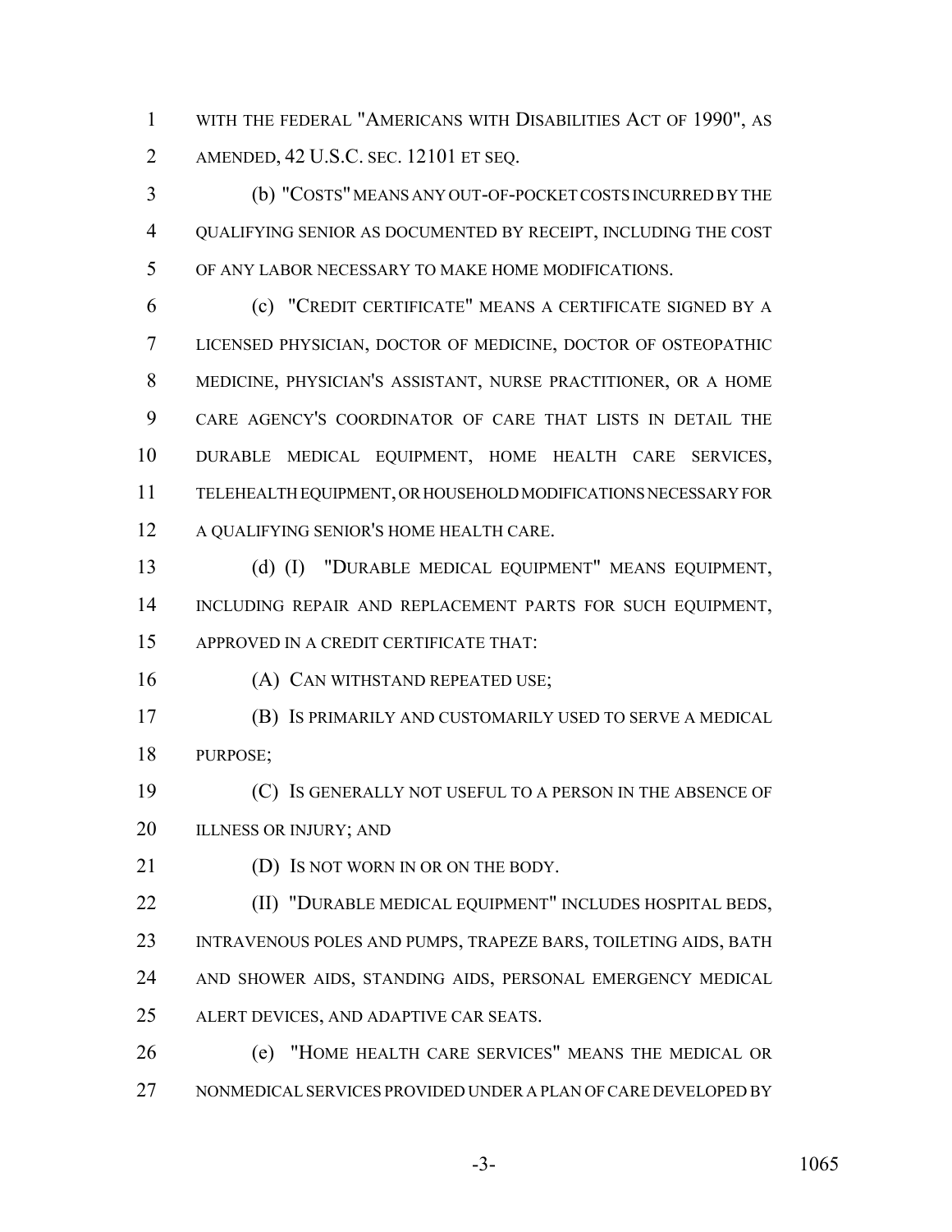WITH THE FEDERAL "AMERICANS WITH DISABILITIES ACT OF 1990", AS AMENDED, 42 U.S.C. SEC. 12101 ET SEQ.

(b) "COSTS" MEANS ANY OUT-OF-POCKET COSTS INCURRED BY THE QUALIFYING SENIOR AS DOCUMENTED BY RECEIPT, INCLUDING THE COST OF ANY LABOR NECESSARY TO MAKE HOME MODIFICATIONS.

(c) "CREDIT CERTIFICATE" MEANS A CERTIFICATE SIGNED BY A LICENSED PHYSICIAN, DOCTOR OF MEDICINE, DOCTOR OF OSTEOPATHIC MEDICINE, PHYSICIAN'S ASSISTANT, NURSE PRACTITIONER, OR A HOME CARE AGENCY'S COORDINATOR OF CARE THAT LISTS IN DETAIL THE DURABLE MEDICAL EQUIPMENT, HOME HEALTH CARE SERVICES, TELEHEALTH EQUIPMENT, OR HOUSEHOLD MODIFICATIONS NECESSARY FOR A QUALIFYING SENIOR'S HOME HEALTH CARE.

(d) (I) "DURABLE MEDICAL EQUIPMENT" MEANS EQUIPMENT, INCLUDING REPAIR AND REPLACEMENT PARTS FOR SUCH EQUIPMENT, APPROVED IN A CREDIT CERTIFICATE THAT:

(A) CAN WITHSTAND REPEATED USE;

(B) IS PRIMARILY AND CUSTOMARILY USED TO SERVE A MEDICAL PURPOSE;

(C) IS GENERALLY NOT USEFUL TO A PERSON IN THE ABSENCE OF ILLNESS OR INJURY; AND

(D) IS NOT WORN IN OR ON THE BODY.

(II) "DURABLE MEDICAL EQUIPMENT" INCLUDES HOSPITAL BEDS, INTRAVENOUS POLES AND PUMPS, TRAPEZE BARS, TOILETING AIDS, BATH AND SHOWER AIDS, STANDING AIDS, PERSONAL EMERGENCY MEDICAL ALERT DEVICES, AND ADAPTIVE CAR SEATS.

(e) "HOME HEALTH CARE SERVICES" MEANS THE MEDICAL OR NONMEDICAL SERVICES PROVIDED UNDER A PLAN OF CARE DEVELOPED BY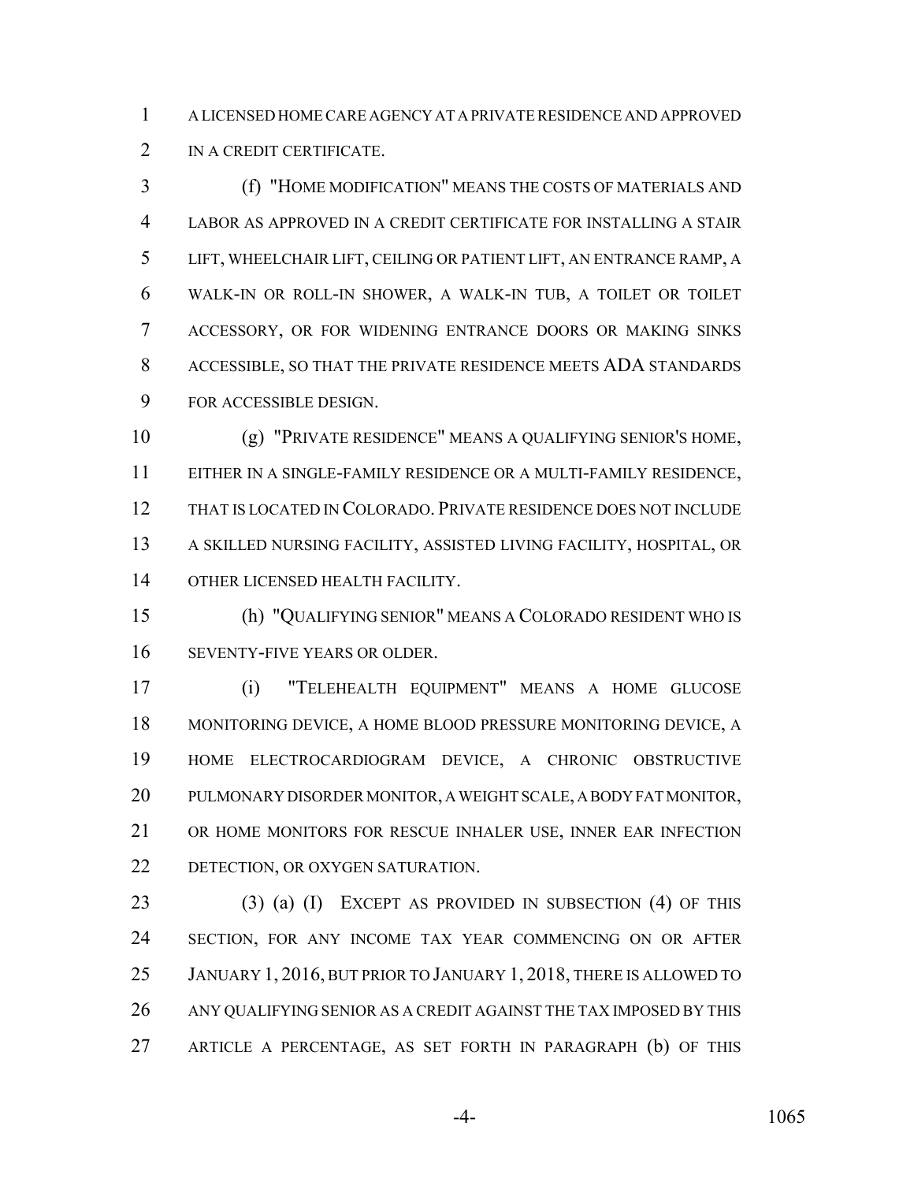A LICENSED HOME CARE AGENCY AT A PRIVATE RESIDENCE AND APPROVED IN A CREDIT CERTIFICATE.

(f) "HOME MODIFICATION" MEANS THE COSTS OF MATERIALS AND LABOR AS APPROVED IN A CREDIT CERTIFICATE FOR INSTALLING A STAIR LIFT, WHEELCHAIR LIFT, CEILING OR PATIENT LIFT, AN ENTRANCE RAMP, A WALK-IN OR ROLL-IN SHOWER, A WALK-IN TUB, A TOILET OR TOILET ACCESSORY, OR FOR WIDENING ENTRANCE DOORS OR MAKING SINKS ACCESSIBLE, SO THAT THE PRIVATE RESIDENCE MEETS ADA STANDARDS FOR ACCESSIBLE DESIGN.

(g) "PRIVATE RESIDENCE" MEANS A QUALIFYING SENIOR'S HOME, EITHER IN A SINGLE-FAMILY RESIDENCE OR A MULTI-FAMILY RESIDENCE, THAT IS LOCATED IN COLORADO. PRIVATE RESIDENCE DOES NOT INCLUDE A SKILLED NURSING FACILITY, ASSISTED LIVING FACILITY, HOSPITAL, OR OTHER LICENSED HEALTH FACILITY.

(h) "QUALIFYING SENIOR" MEANS A COLORADO RESIDENT WHO IS SEVENTY-FIVE YEARS OR OLDER.

(i) "TELEHEALTH EQUIPMENT" MEANS A HOME GLUCOSE MONITORING DEVICE, A HOME BLOOD PRESSURE MONITORING DEVICE, A HOME ELECTROCARDIOGRAM DEVICE, A CHRONIC OBSTRUCTIVE PULMONARY DISORDER MONITOR, A WEIGHT SCALE, A BODY FAT MONITOR, OR HOME MONITORS FOR RESCUE INHALER USE, INNER EAR INFECTION DETECTION, OR OXYGEN SATURATION.

(3) (a) (I) EXCEPT AS PROVIDED IN SUBSECTION (4) OF THIS SECTION, FOR ANY INCOME TAX YEAR COMMENCING ON OR AFTER JANUARY 1, 2016, BUT PRIOR TO JANUARY 1, 2018, THERE IS ALLOWED TO ANY QUALIFYING SENIOR AS A CREDIT AGAINST THE TAX IMPOSED BY THIS ARTICLE A PERCENTAGE, AS SET FORTH IN PARAGRAPH (b) OF THIS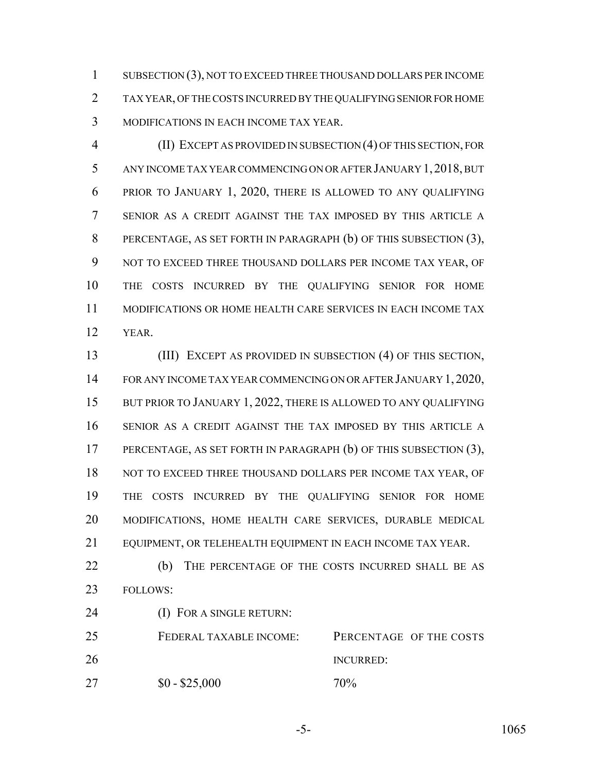SUBSECTION (3), NOT TO EXCEED THREE THOUSAND DOLLARS PER INCOME TAX YEAR, OF THE COSTS INCURRED BY THE QUALIFYING SENIOR FOR HOME MODIFICATIONS IN EACH INCOME TAX YEAR.

(II) EXCEPT AS PROVIDED IN SUBSECTION (4) OF THIS SECTION, FOR ANY INCOME TAX YEAR COMMENCING ON OR AFTER JANUARY 1, 2018, BUT PRIOR TO JANUARY 1, 2020, THERE IS ALLOWED TO ANY QUALIFYING SENIOR AS A CREDIT AGAINST THE TAX IMPOSED BY THIS ARTICLE A PERCENTAGE, AS SET FORTH IN PARAGRAPH (b) OF THIS SUBSECTION (3), NOT TO EXCEED THREE THOUSAND DOLLARS PER INCOME TAX YEAR, OF THE COSTS INCURRED BY THE QUALIFYING SENIOR FOR HOME MODIFICATIONS OR HOME HEALTH CARE SERVICES IN EACH INCOME TAX YEAR.

(III) EXCEPT AS PROVIDED IN SUBSECTION (4) OF THIS SECTION, FOR ANY INCOME TAX YEAR COMMENCING ON OR AFTER JANUARY 1, 2020, BUT PRIOR TO JANUARY 1, 2022, THERE IS ALLOWED TO ANY QUALIFYING SENIOR AS A CREDIT AGAINST THE TAX IMPOSED BY THIS ARTICLE A PERCENTAGE, AS SET FORTH IN PARAGRAPH (b) OF THIS SUBSECTION (3), NOT TO EXCEED THREE THOUSAND DOLLARS PER INCOME TAX YEAR, OF THE COSTS INCURRED BY THE QUALIFYING SENIOR FOR HOME MODIFICATIONS, HOME HEALTH CARE SERVICES, DURABLE MEDICAL EQUIPMENT, OR TELEHEALTH EQUIPMENT IN EACH INCOME TAX YEAR.

(b) THE PERCENTAGE OF THE COSTS INCURRED SHALL BE AS FOLLOWS:

(I) FOR A SINGLE RETURN:

| FEDERAL TAXABLE INCOME: | PERCENTAGE OF THE COSTS INCURRED: |
|---|---|
| $0 - $25,000 | 70% |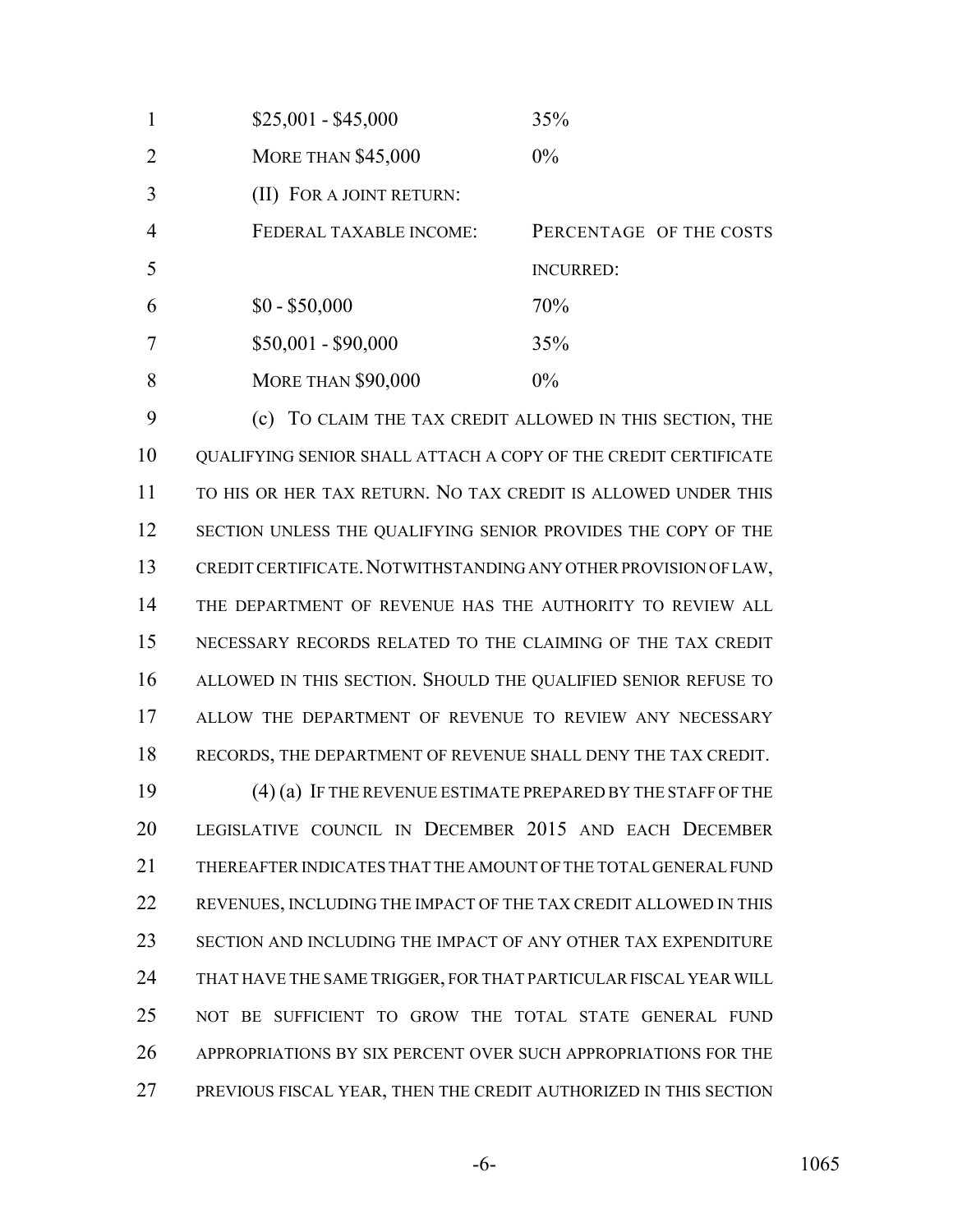| | |
|---|---|
| $25,001 - $45,000 | 35% |
| MORE THAN $45,000 | 0% |

(II) FOR A JOINT RETURN:

| FEDERAL TAXABLE INCOME: | PERCENTAGE OF THE COSTS INCURRED: |
|---|---|
| $0 - $50,000 | 70% |
| $50,001 - $90,000 | 35% |
| MORE THAN $90,000 | 0% |

(c) TO CLAIM THE TAX CREDIT ALLOWED IN THIS SECTION, THE QUALIFYING SENIOR SHALL ATTACH A COPY OF THE CREDIT CERTIFICATE TO HIS OR HER TAX RETURN. NO TAX CREDIT IS ALLOWED UNDER THIS SECTION UNLESS THE QUALIFYING SENIOR PROVIDES THE COPY OF THE CREDIT CERTIFICATE. NOTWITHSTANDING ANY OTHER PROVISION OF LAW, THE DEPARTMENT OF REVENUE HAS THE AUTHORITY TO REVIEW ALL NECESSARY RECORDS RELATED TO THE CLAIMING OF THE TAX CREDIT ALLOWED IN THIS SECTION. SHOULD THE QUALIFIED SENIOR REFUSE TO ALLOW THE DEPARTMENT OF REVENUE TO REVIEW ANY NECESSARY RECORDS, THE DEPARTMENT OF REVENUE SHALL DENY THE TAX CREDIT.

(4) (a) IF THE REVENUE ESTIMATE PREPARED BY THE STAFF OF THE LEGISLATIVE COUNCIL IN DECEMBER 2015 AND EACH DECEMBER THEREAFTER INDICATES THAT THE AMOUNT OF THE TOTAL GENERAL FUND REVENUES, INCLUDING THE IMPACT OF THE TAX CREDIT ALLOWED IN THIS SECTION AND INCLUDING THE IMPACT OF ANY OTHER TAX EXPENDITURE THAT HAVE THE SAME TRIGGER, FOR THAT PARTICULAR FISCAL YEAR WILL NOT BE SUFFICIENT TO GROW THE TOTAL STATE GENERAL FUND APPROPRIATIONS BY SIX PERCENT OVER SUCH APPROPRIATIONS FOR THE PREVIOUS FISCAL YEAR, THEN THE CREDIT AUTHORIZED IN THIS SECTION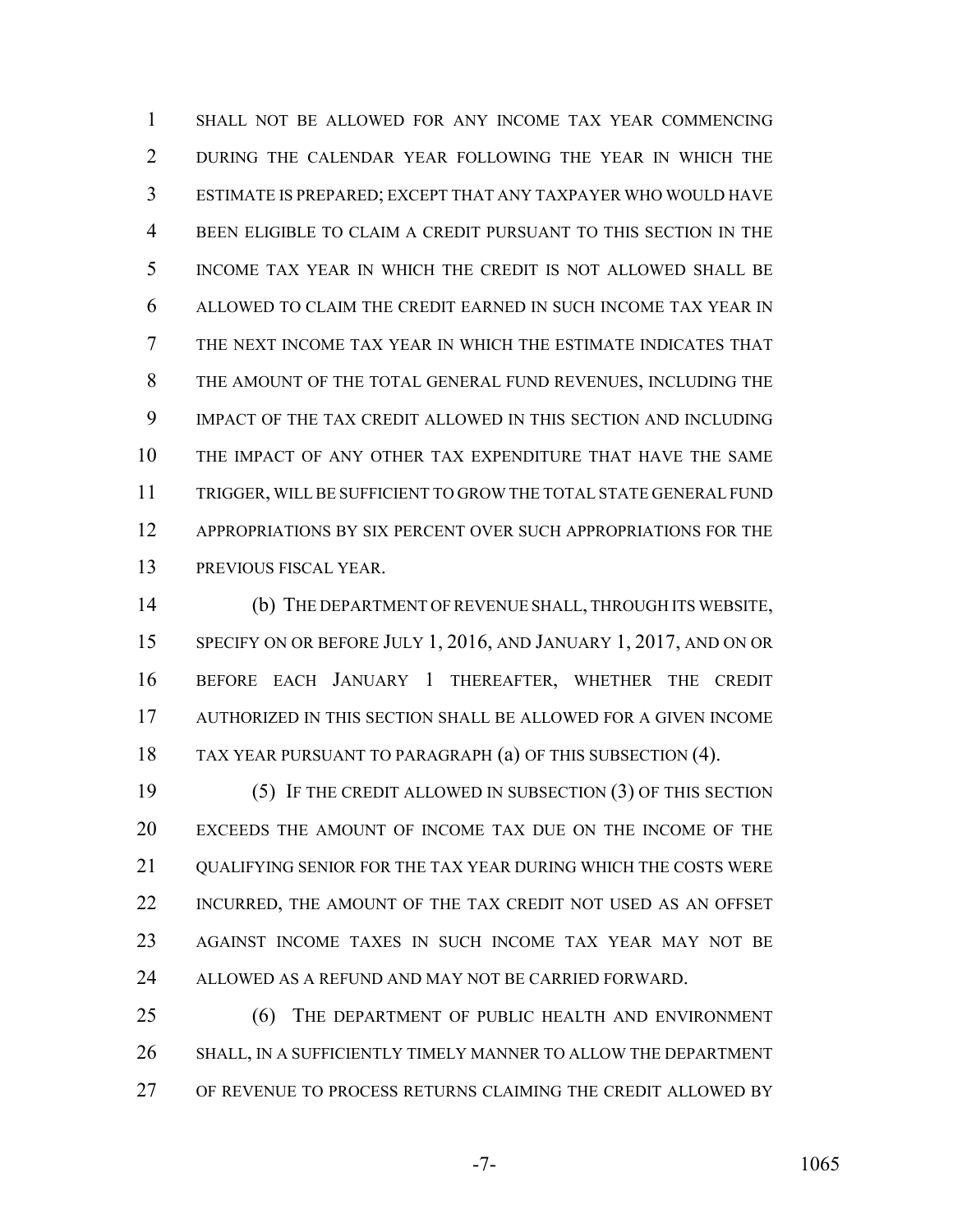SHALL NOT BE ALLOWED FOR ANY INCOME TAX YEAR COMMENCING DURING THE CALENDAR YEAR FOLLOWING THE YEAR IN WHICH THE ESTIMATE IS PREPARED; EXCEPT THAT ANY TAXPAYER WHO WOULD HAVE BEEN ELIGIBLE TO CLAIM A CREDIT PURSUANT TO THIS SECTION IN THE INCOME TAX YEAR IN WHICH THE CREDIT IS NOT ALLOWED SHALL BE ALLOWED TO CLAIM THE CREDIT EARNED IN SUCH INCOME TAX YEAR IN THE NEXT INCOME TAX YEAR IN WHICH THE ESTIMATE INDICATES THAT THE AMOUNT OF THE TOTAL GENERAL FUND REVENUES, INCLUDING THE IMPACT OF THE TAX CREDIT ALLOWED IN THIS SECTION AND INCLUDING THE IMPACT OF ANY OTHER TAX EXPENDITURE THAT HAVE THE SAME TRIGGER, WILL BE SUFFICIENT TO GROW THE TOTAL STATE GENERAL FUND APPROPRIATIONS BY SIX PERCENT OVER SUCH APPROPRIATIONS FOR THE PREVIOUS FISCAL YEAR.

(b) THE DEPARTMENT OF REVENUE SHALL, THROUGH ITS WEBSITE, SPECIFY ON OR BEFORE JULY 1, 2016, AND JANUARY 1, 2017, AND ON OR BEFORE EACH JANUARY 1 THEREAFTER, WHETHER THE CREDIT AUTHORIZED IN THIS SECTION SHALL BE ALLOWED FOR A GIVEN INCOME TAX YEAR PURSUANT TO PARAGRAPH (a) OF THIS SUBSECTION (4).

(5) IF THE CREDIT ALLOWED IN SUBSECTION (3) OF THIS SECTION EXCEEDS THE AMOUNT OF INCOME TAX DUE ON THE INCOME OF THE QUALIFYING SENIOR FOR THE TAX YEAR DURING WHICH THE COSTS WERE INCURRED, THE AMOUNT OF THE TAX CREDIT NOT USED AS AN OFFSET AGAINST INCOME TAXES IN SUCH INCOME TAX YEAR MAY NOT BE ALLOWED AS A REFUND AND MAY NOT BE CARRIED FORWARD.

(6) THE DEPARTMENT OF PUBLIC HEALTH AND ENVIRONMENT SHALL, IN A SUFFICIENTLY TIMELY MANNER TO ALLOW THE DEPARTMENT OF REVENUE TO PROCESS RETURNS CLAIMING THE CREDIT ALLOWED BY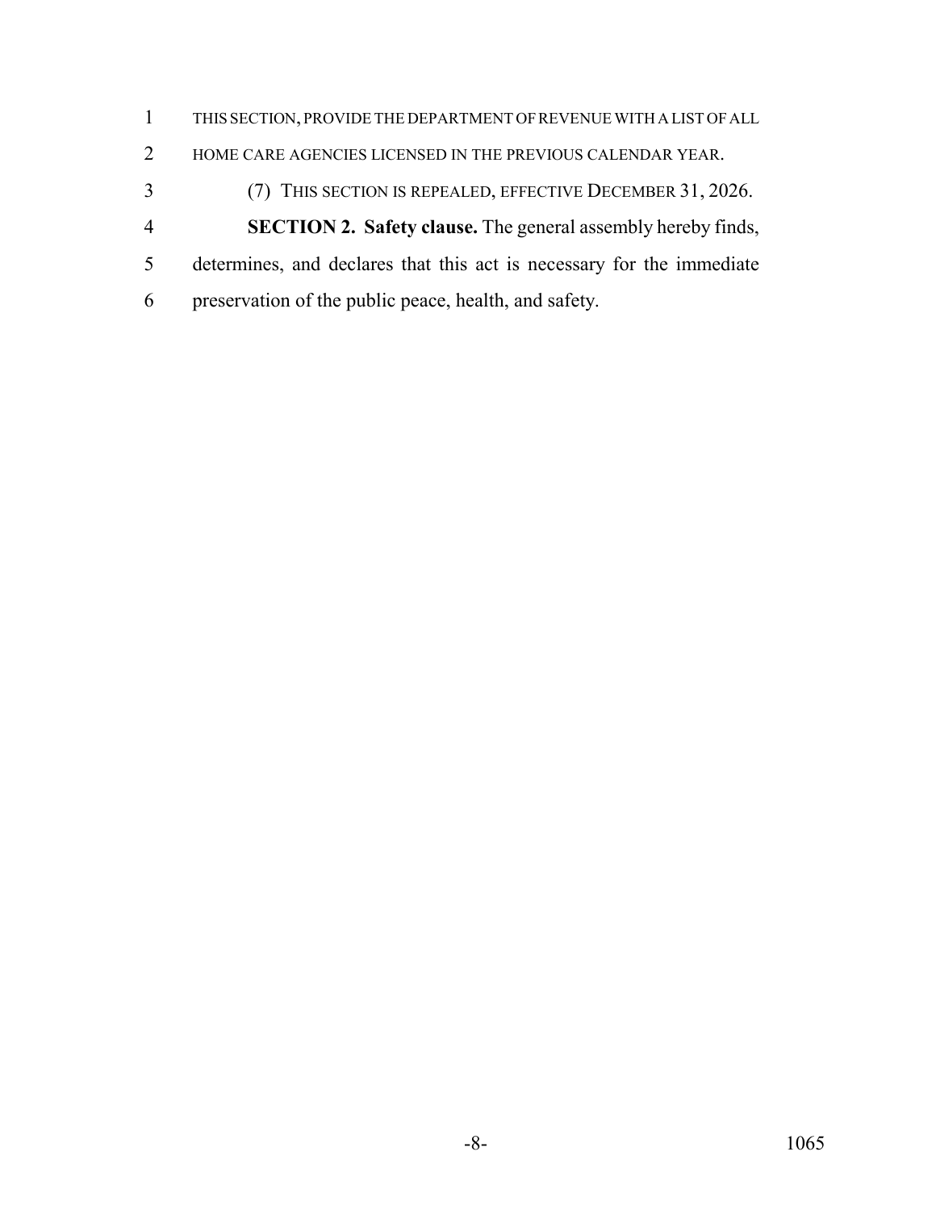THIS SECTION, PROVIDE THE DEPARTMENT OF REVENUE WITH A LIST OF ALL HOME CARE AGENCIES LICENSED IN THE PREVIOUS CALENDAR YEAR.

(7) THIS SECTION IS REPEALED, EFFECTIVE DECEMBER 31, 2026.

**SECTION 2. Safety clause.** The general assembly hereby finds, determines, and declares that this act is necessary for the immediate preservation of the public peace, health, and safety.